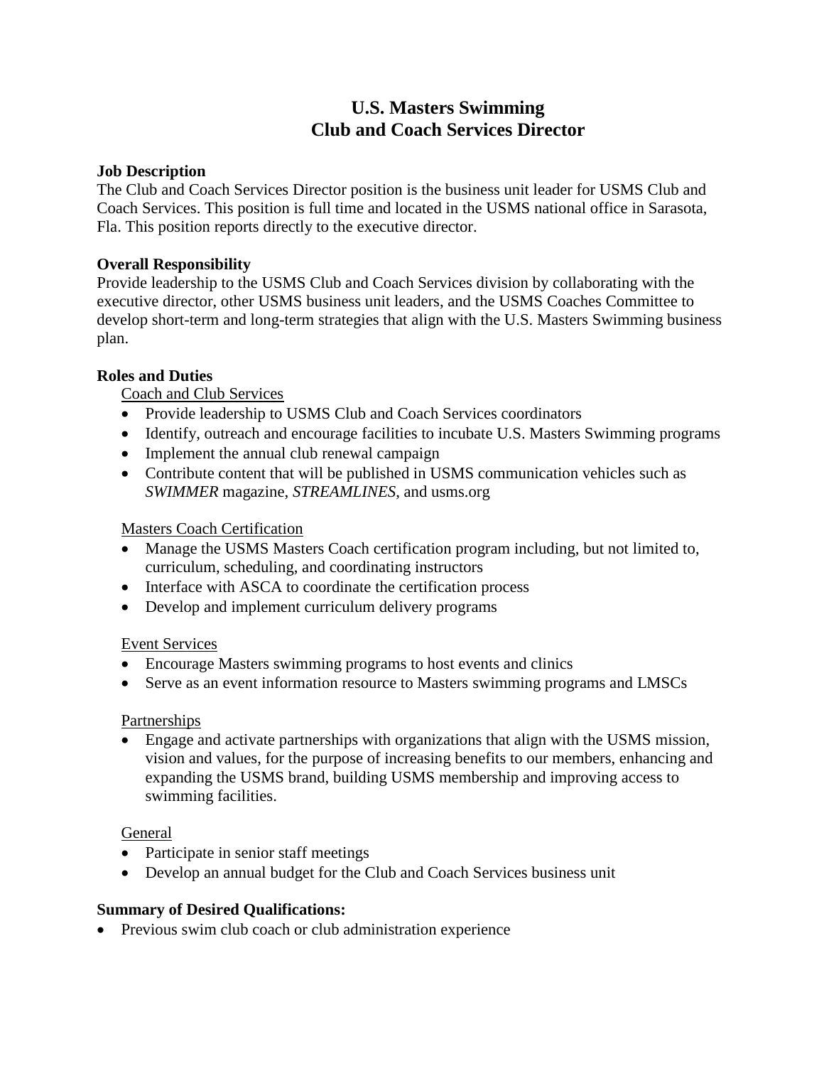# U.S. Masters Swimming
# Club and Coach Services Director

**Job Description**

The Club and Coach Services Director position is the business unit leader for USMS Club and Coach Services. This position is full time and located in the USMS national office in Sarasota, Fla. This position reports directly to the executive director.

**Overall Responsibility**

Provide leadership to the USMS Club and Coach Services division by collaborating with the executive director, other USMS business unit leaders, and the USMS Coaches Committee to develop short-term and long-term strategies that align with the U.S. Masters Swimming business plan.

**Roles and Duties**

<u>Coach and Club Services</u>

- Provide leadership to USMS Club and Coach Services coordinators
- Identify, outreach and encourage facilities to incubate U.S. Masters Swimming programs
- Implement the annual club renewal campaign
- Contribute content that will be published in USMS communication vehicles such as *SWIMMER* magazine, *STREAMLINES*, and usms.org

<u>Masters Coach Certification</u>

- Manage the USMS Masters Coach certification program including, but not limited to, curriculum, scheduling, and coordinating instructors
- Interface with ASCA to coordinate the certification process
- Develop and implement curriculum delivery programs

<u>Event Services</u>

- Encourage Masters swimming programs to host events and clinics
- Serve as an event information resource to Masters swimming programs and LMSCs

<u>Partnerships</u>

- Engage and activate partnerships with organizations that align with the USMS mission, vision and values, for the purpose of increasing benefits to our members, enhancing and expanding the USMS brand, building USMS membership and improving access to swimming facilities.

<u>General</u>

- Participate in senior staff meetings
- Develop an annual budget for the Club and Coach Services business unit

**Summary of Desired Qualifications:**

- Previous swim club coach or club administration experience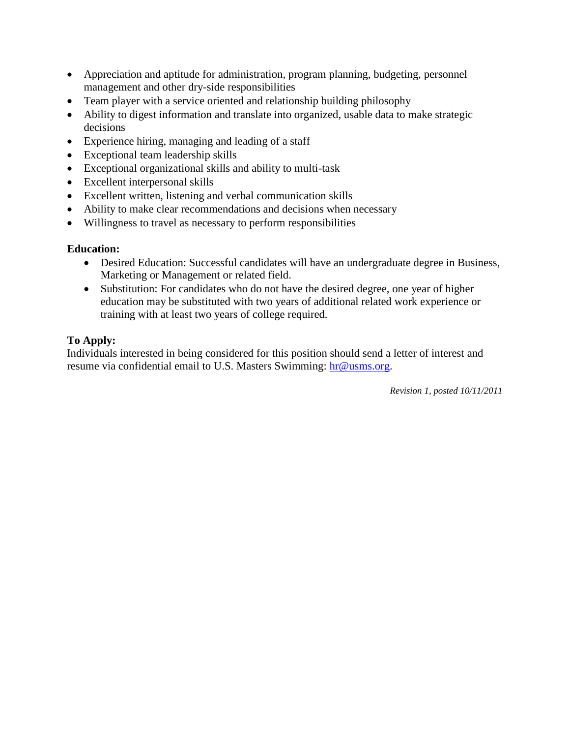- Appreciation and aptitude for administration, program planning, budgeting, personnel management and other dry-side responsibilities
- Team player with a service oriented and relationship building philosophy
- Ability to digest information and translate into organized, usable data to make strategic decisions
- Experience hiring, managing and leading of a staff
- Exceptional team leadership skills
- Exceptional organizational skills and ability to multi-task
- Excellent interpersonal skills
- Excellent written, listening and verbal communication skills
- Ability to make clear recommendations and decisions when necessary
- Willingness to travel as necessary to perform responsibilities

**Education:**

- Desired Education: Successful candidates will have an undergraduate degree in Business, Marketing or Management or related field.
- Substitution: For candidates who do not have the desired degree, one year of higher education may be substituted with two years of additional related work experience or training with at least two years of college required.

**To Apply:**

Individuals interested in being considered for this position should send a letter of interest and resume via confidential email to U.S. Masters Swimming: hr@usms.org.

*Revision 1, posted 10/11/2011*